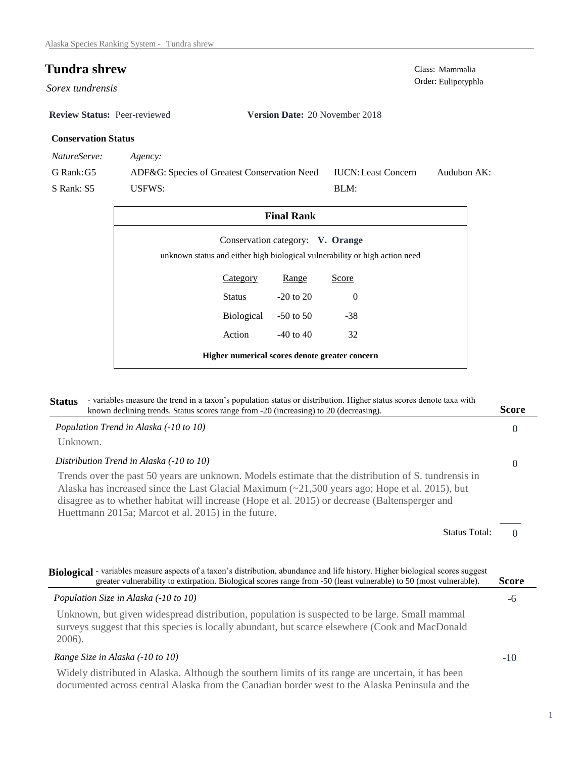# Tundra shrew

*Sorex tundrensis*

Class: Mammalia
Order: Eulipotyphla

**Review Status:** Peer-reviewed **Version Date:** 20 November 2018

### Conservation Status

| *NatureServe:* | *Agency:* | | |
|---|---|---|---|
| G Rank: G5 | ADF&G: Species of Greatest Conservation Need | IUCN: Least Concern | Audubon AK: |
| S Rank: S5 | USFWS: | BLM: | |

### Final Rank

Conservation category: **V. Orange**

unknown status and either high biological vulnerability or high action need

| Category | Range | Score |
|---|---|---|
| Status | -20 to 20 | 0 |
| Biological | -50 to 50 | -38 |
| Action | -40 to 40 | 32 |

**Higher numerical scores denote greater concern**

## Status

- variables measure the trend in a taxon's population status or distribution. Higher status scores denote taxa with known declining trends. Status scores range from -20 (increasing) to 20 (decreasing).

| | Score |
|---|---|
| *Population Trend in Alaska (-10 to 10)* | 0 |

Unknown.

| | Score |
|---|---|
| *Distribution Trend in Alaska (-10 to 10)* | 0 |

Trends over the past 50 years are unknown. Models estimate that the distribution of S. tundrensis in Alaska has increased since the Last Glacial Maximum (~21,500 years ago; Hope et al. 2015), but disagree as to whether habitat will increase (Hope et al. 2015) or decrease (Baltensperger and Huettmann 2015a; Marcot et al. 2015) in the future.

Status Total: 0

## Biological

- variables measure aspects of a taxon's distribution, abundance and life history. Higher biological scores suggest greater vulnerability to extirpation. Biological scores range from -50 (least vulnerable) to 50 (most vulnerable).

| | Score |
|---|---|
| *Population Size in Alaska (-10 to 10)* | -6 |

Unknown, but given widespread distribution, population is suspected to be large. Small mammal surveys suggest that this species is locally abundant, but scarce elsewhere (Cook and MacDonald 2006).

| | Score |
|---|---|
| *Range Size in Alaska (-10 to 10)* | -10 |

Widely distributed in Alaska. Although the southern limits of its range are uncertain, it has been documented across central Alaska from the Canadian border west to the Alaska Peninsula and the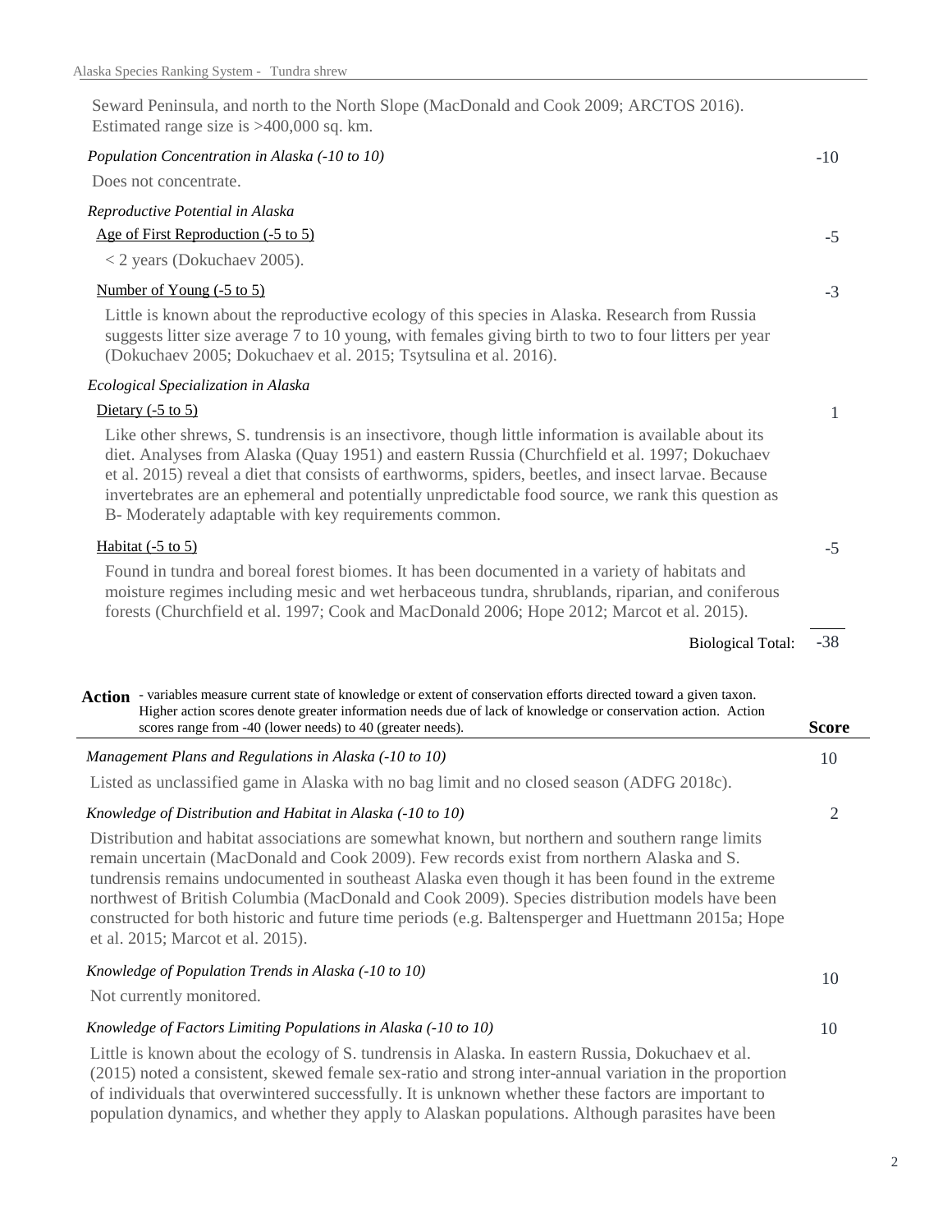Seward Peninsula, and north to the North Slope (MacDonald and Cook 2009; ARCTOS 2016). Estimated range size is >400,000 sq. km.

*Population Concentration in Alaska (-10 to 10)* — -10

Does not concentrate.

*Reproductive Potential in Alaska*

Age of First Reproduction (-5 to 5) — -5

< 2 years (Dokuchaev 2005).

Number of Young (-5 to 5) — -3

Little is known about the reproductive ecology of this species in Alaska. Research from Russia suggests litter size average 7 to 10 young, with females giving birth to two to four litters per year (Dokuchaev 2005; Dokuchaev et al. 2015; Tsytsulina et al. 2016).

*Ecological Specialization in Alaska*

Dietary (-5 to 5) — 1

Like other shrews, S. tundrensis is an insectivore, though little information is available about its diet. Analyses from Alaska (Quay 1951) and eastern Russia (Churchfield et al. 1997; Dokuchaev et al. 2015) reveal a diet that consists of earthworms, spiders, beetles, and insect larvae. Because invertebrates are an ephemeral and potentially unpredictable food source, we rank this question as B- Moderately adaptable with key requirements common.

Habitat (-5 to 5) — -5

Found in tundra and boreal forest biomes. It has been documented in a variety of habitats and moisture regimes including mesic and wet herbaceous tundra, shrublands, riparian, and coniferous forests (Churchfield et al. 1997; Cook and MacDonald 2006; Hope 2012; Marcot et al. 2015).

Biological Total: -38

**Action** - variables measure current state of knowledge or extent of conservation efforts directed toward a given taxon. Higher action scores denote greater information needs due of lack of knowledge or conservation action. Action scores range from -40 (lower needs) to 40 (greater needs). **Score**

*Management Plans and Regulations in Alaska (-10 to 10)* — 10

Listed as unclassified game in Alaska with no bag limit and no closed season (ADFG 2018c).

*Knowledge of Distribution and Habitat in Alaska (-10 to 10)* — 2

Distribution and habitat associations are somewhat known, but northern and southern range limits remain uncertain (MacDonald and Cook 2009). Few records exist from northern Alaska and S. tundrensis remains undocumented in southeast Alaska even though it has been found in the extreme northwest of British Columbia (MacDonald and Cook 2009). Species distribution models have been constructed for both historic and future time periods (e.g. Baltensperger and Huettmann 2015a; Hope et al. 2015; Marcot et al. 2015).

*Knowledge of Population Trends in Alaska (-10 to 10)* — 10

Not currently monitored.

*Knowledge of Factors Limiting Populations in Alaska (-10 to 10)* — 10

Little is known about the ecology of S. tundrensis in Alaska. In eastern Russia, Dokuchaev et al. (2015) noted a consistent, skewed female sex-ratio and strong inter-annual variation in the proportion of individuals that overwintered successfully. It is unknown whether these factors are important to population dynamics, and whether they apply to Alaskan populations. Although parasites have been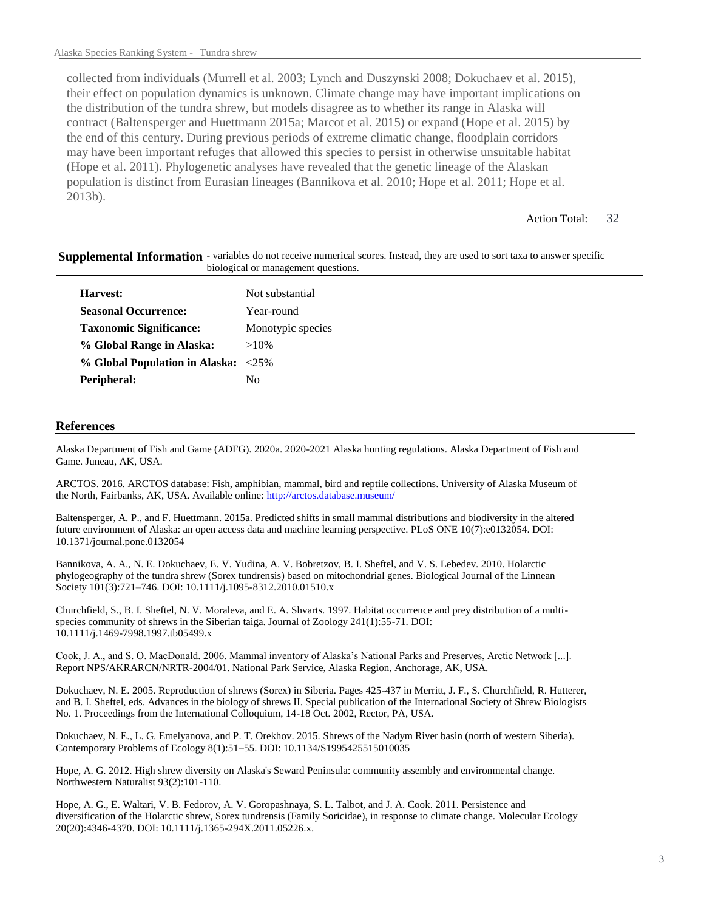collected from individuals (Murrell et al. 2003; Lynch and Duszynski 2008; Dokuchaev et al. 2015), their effect on population dynamics is unknown. Climate change may have important implications on the distribution of the tundra shrew, but models disagree as to whether its range in Alaska will contract (Baltensperger and Huettmann 2015a; Marcot et al. 2015) or expand (Hope et al. 2015) by the end of this century. During previous periods of extreme climatic change, floodplain corridors may have been important refuges that allowed this species to persist in otherwise unsuitable habitat (Hope et al. 2011). Phylogenetic analyses have revealed that the genetic lineage of the Alaskan population is distinct from Eurasian lineages (Bannikova et al. 2010; Hope et al. 2011; Hope et al. 2013b).

Action Total: 32

## Supplemental Information

- variables do not receive numerical scores. Instead, they are used to sort taxa to answer specific biological or management questions.

| | |
|---|---|
| **Harvest:** | Not substantial |
| **Seasonal Occurrence:** | Year-round |
| **Taxonomic Significance:** | Monotypic species |
| **% Global Range in Alaska:** | >10% |
| **% Global Population in Alaska:** | <25% |
| **Peripheral:** | No |

## References

Alaska Department of Fish and Game (ADFG). 2020a. 2020-2021 Alaska hunting regulations. Alaska Department of Fish and Game. Juneau, AK, USA.

ARCTOS. 2016. ARCTOS database: Fish, amphibian, mammal, bird and reptile collections. University of Alaska Museum of the North, Fairbanks, AK, USA. Available online: http://arctos.database.museum/

Baltensperger, A. P., and F. Huettmann. 2015a. Predicted shifts in small mammal distributions and biodiversity in the altered future environment of Alaska: an open access data and machine learning perspective. PLoS ONE 10(7):e0132054. DOI: 10.1371/journal.pone.0132054

Bannikova, A. A., N. E. Dokuchaev, E. V. Yudina, A. V. Bobretzov, B. I. Sheftel, and V. S. Lebedev. 2010. Holarctic phylogeography of the tundra shrew (Sorex tundrensis) based on mitochondrial genes. Biological Journal of the Linnean Society 101(3):721–746. DOI: 10.1111/j.1095-8312.2010.01510.x

Churchfield, S., B. I. Sheftel, N. V. Moraleva, and E. A. Shvarts. 1997. Habitat occurrence and prey distribution of a multi-species community of shrews in the Siberian taiga. Journal of Zoology 241(1):55-71. DOI: 10.1111/j.1469-7998.1997.tb05499.x

Cook, J. A., and S. O. MacDonald. 2006. Mammal inventory of Alaska's National Parks and Preserves, Arctic Network [...]. Report NPS/AKRARCN/NRTR-2004/01. National Park Service, Alaska Region, Anchorage, AK, USA.

Dokuchaev, N. E. 2005. Reproduction of shrews (Sorex) in Siberia. Pages 425-437 in Merritt, J. F., S. Churchfield, R. Hutterer, and B. I. Sheftel, eds. Advances in the biology of shrews II. Special publication of the International Society of Shrew Biologists No. 1. Proceedings from the International Colloquium, 14-18 Oct. 2002, Rector, PA, USA.

Dokuchaev, N. E., L. G. Emelyanova, and P. T. Orekhov. 2015. Shrews of the Nadym River basin (north of western Siberia). Contemporary Problems of Ecology 8(1):51–55. DOI: 10.1134/S1995425515010035

Hope, A. G. 2012. High shrew diversity on Alaska's Seward Peninsula: community assembly and environmental change. Northwestern Naturalist 93(2):101-110.

Hope, A. G., E. Waltari, V. B. Fedorov, A. V. Goropashnaya, S. L. Talbot, and J. A. Cook. 2011. Persistence and diversification of the Holarctic shrew, Sorex tundrensis (Family Soricidae), in response to climate change. Molecular Ecology 20(20):4346-4370. DOI: 10.1111/j.1365-294X.2011.05226.x.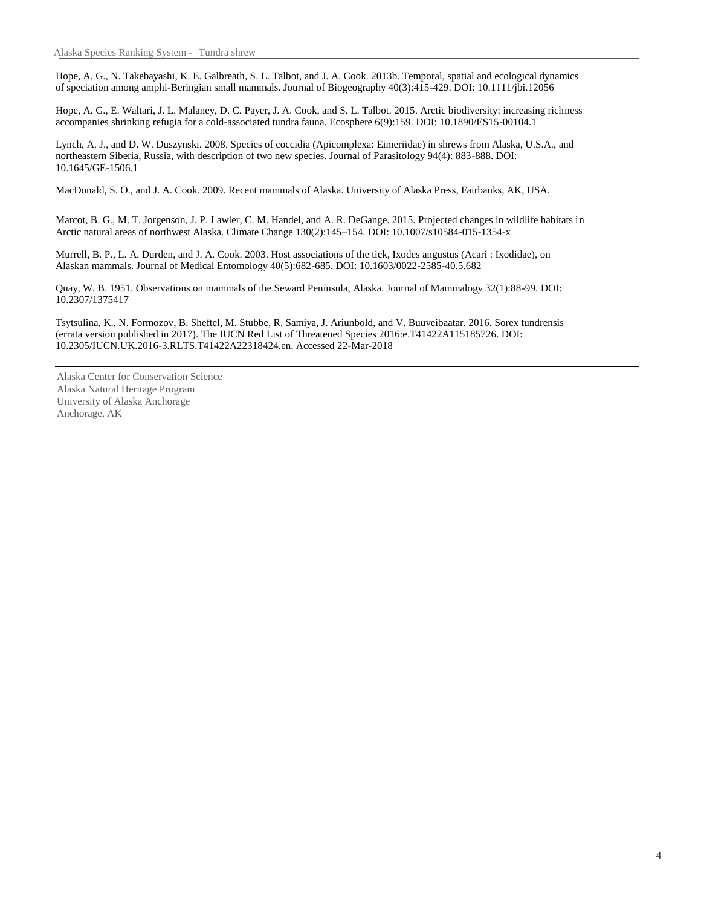Hope, A. G., N. Takebayashi, K. E. Galbreath, S. L. Talbot, and J. A. Cook. 2013b. Temporal, spatial and ecological dynamics of speciation among amphi-Beringian small mammals. Journal of Biogeography 40(3):415-429. DOI: 10.1111/jbi.12056

Hope, A. G., E. Waltari, J. L. Malaney, D. C. Payer, J. A. Cook, and S. L. Talbot. 2015. Arctic biodiversity: increasing richness accompanies shrinking refugia for a cold-associated tundra fauna. Ecosphere 6(9):159. DOI: 10.1890/ES15-00104.1

Lynch, A. J., and D. W. Duszynski. 2008. Species of coccidia (Apicomplexa: Eimeriidae) in shrews from Alaska, U.S.A., and northeastern Siberia, Russia, with description of two new species. Journal of Parasitology 94(4): 883-888. DOI: 10.1645/GE-1506.1

MacDonald, S. O., and J. A. Cook. 2009. Recent mammals of Alaska. University of Alaska Press, Fairbanks, AK, USA.

Marcot, B. G., M. T. Jorgenson, J. P. Lawler, C. M. Handel, and A. R. DeGange. 2015. Projected changes in wildlife habitats in Arctic natural areas of northwest Alaska. Climate Change 130(2):145–154. DOI: 10.1007/s10584-015-1354-x

Murrell, B. P., L. A. Durden, and J. A. Cook. 2003. Host associations of the tick, Ixodes angustus (Acari : Ixodidae), on Alaskan mammals. Journal of Medical Entomology 40(5):682-685. DOI: 10.1603/0022-2585-40.5.682

Quay, W. B. 1951. Observations on mammals of the Seward Peninsula, Alaska. Journal of Mammalogy 32(1):88-99. DOI: 10.2307/1375417

Tsytsulina, K., N. Formozov, B. Sheftel, M. Stubbe, R. Samiya, J. Ariunbold, and V. Buuveibaatar. 2016. Sorex tundrensis (errata version published in 2017). The IUCN Red List of Threatened Species 2016:e.T41422A115185726. DOI: 10.2305/IUCN.UK.2016-3.RLTS.T41422A22318424.en. Accessed 22-Mar-2018

Alaska Center for Conservation Science
Alaska Natural Heritage Program
University of Alaska Anchorage
Anchorage, AK